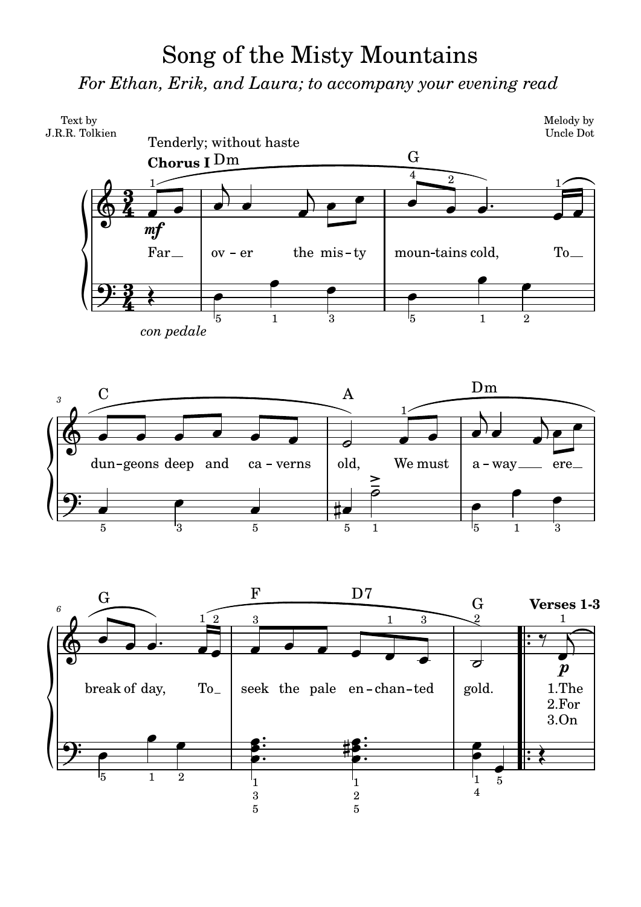# Song of the Misty Mountains

*For Ethan, Erik, and Laura; to accompany your evening read*

Text by
J.R.R. Tolkien

Melody by
Uncle Dot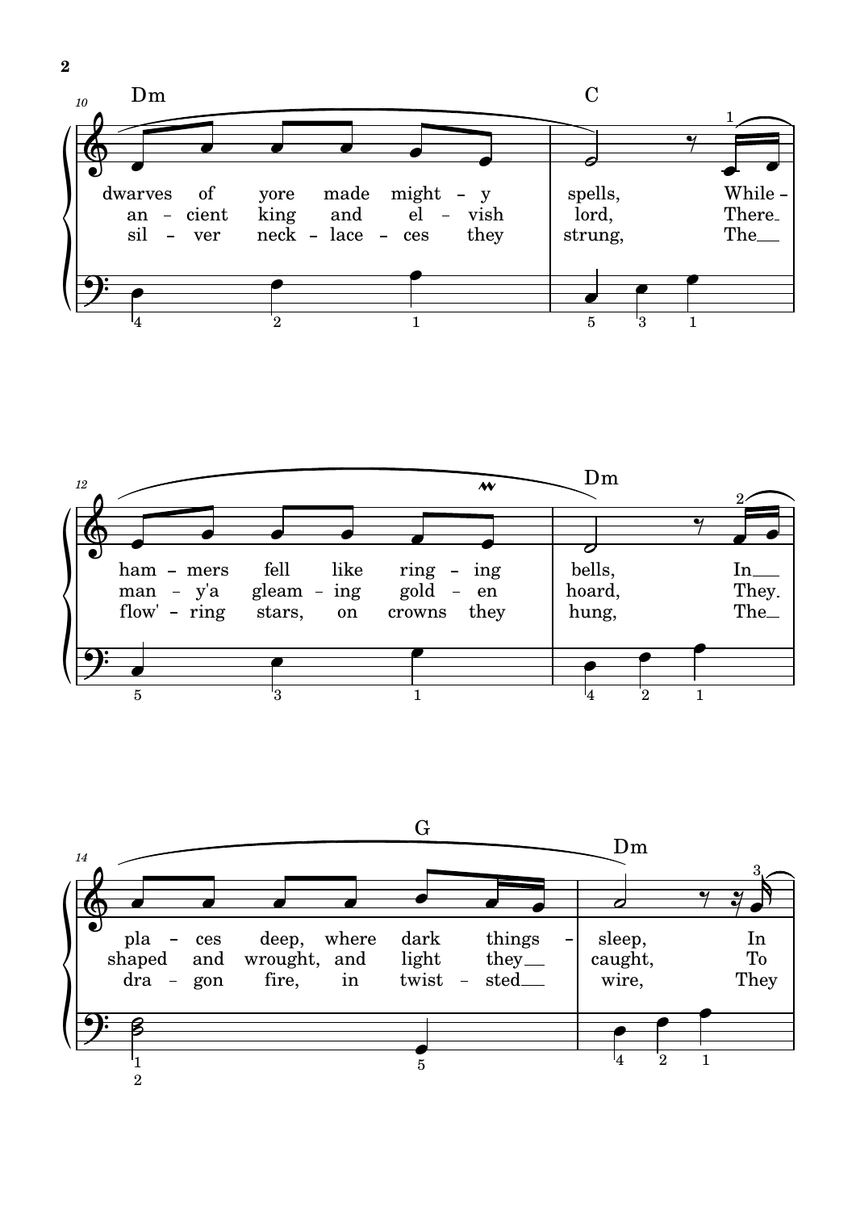Dm C

dwarves of yore made might – y spells, While –
an – cient king and el – vish lord, There
sil – ver neck – lace – ces they strung, The

Dm

ham – mers fell like ring – ing bells, In
man – y'a gleam – ing gold – en hoard, They.
flow' – ring stars, on crowns they hung, The

G Dm

pla – ces deep, where dark things – sleep, In
shaped and wrought, and light they caught, To
dra – gon fire, in twist – sted wire, They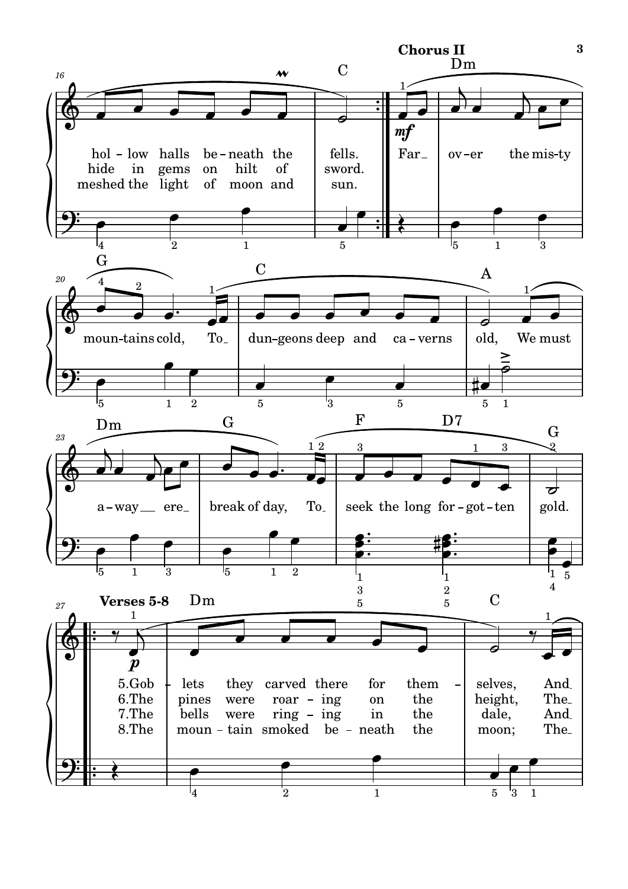**Chorus II**

hol - low halls be - neath the fells.
hide in gems on hilt of sword.
meshed the light of moon and sun.

Far_ ov - er the mis - ty moun - tains cold, To_ dun - geons deep and ca - verns old, We must a - way__ ere_ break of day, To_ seek the long for - got - ten gold.

**Verses 5-8**

5.Gob - lets they carved there for them - selves, And_
6.The pines were roar - ing on the height, The_
7.The bells were ring - ing in the dale, And_
8.The moun - tain smoked be - neath the moon; The_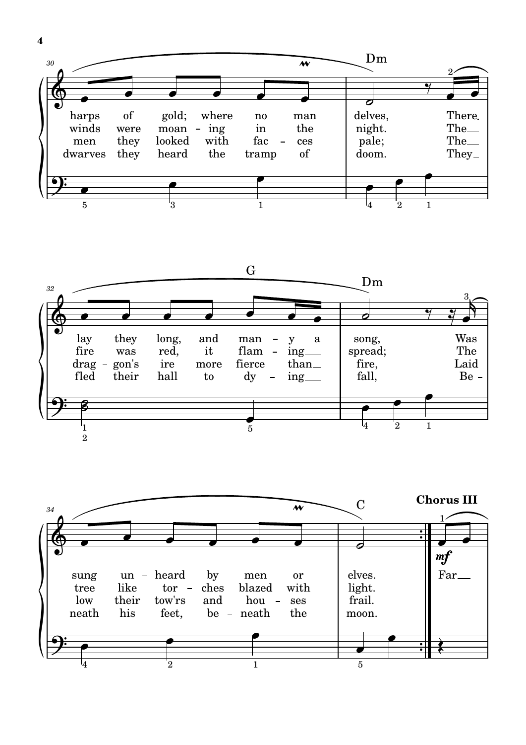Dm G Dm C

**Chorus III**

*mf*

harps of gold; where no man delves, There lay they long, and many a song, Was sung unheard by men or elves.

winds were moaning in the night. The fire was red, it flaming spread; The tree like torches blazed with light.

men they looked with faces pale; The dragon's ire more fierce than fire, Laid low their tow'rs and houses frail.

dwarves they heard the tramp of doom. They fled their hall to dying fall, Beneath his feet, beneath the moon.

Far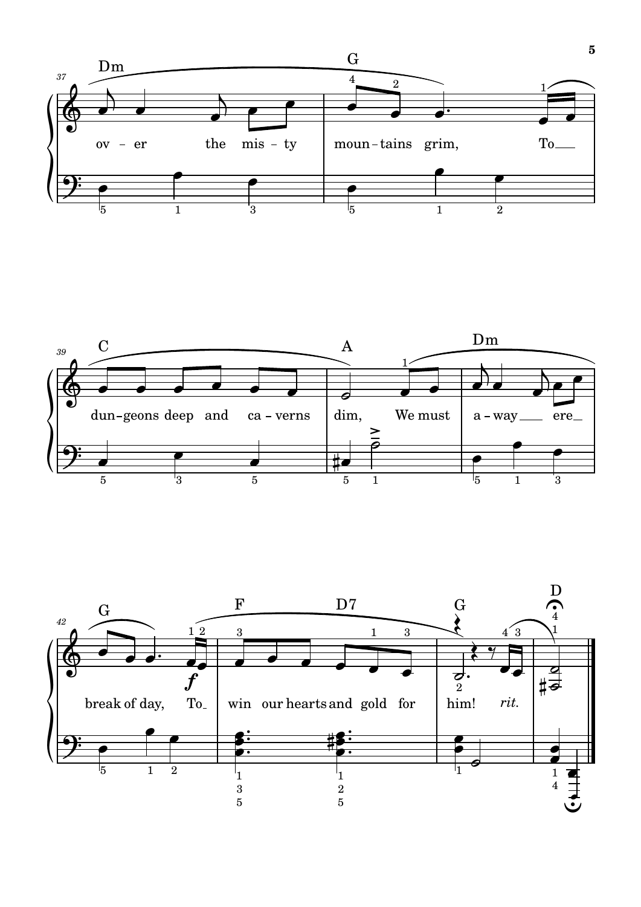over the misty mountains grim, To dungeons deep and caverns dim, We must away ere break of day, To win our hearts and gold for him! *rit.*